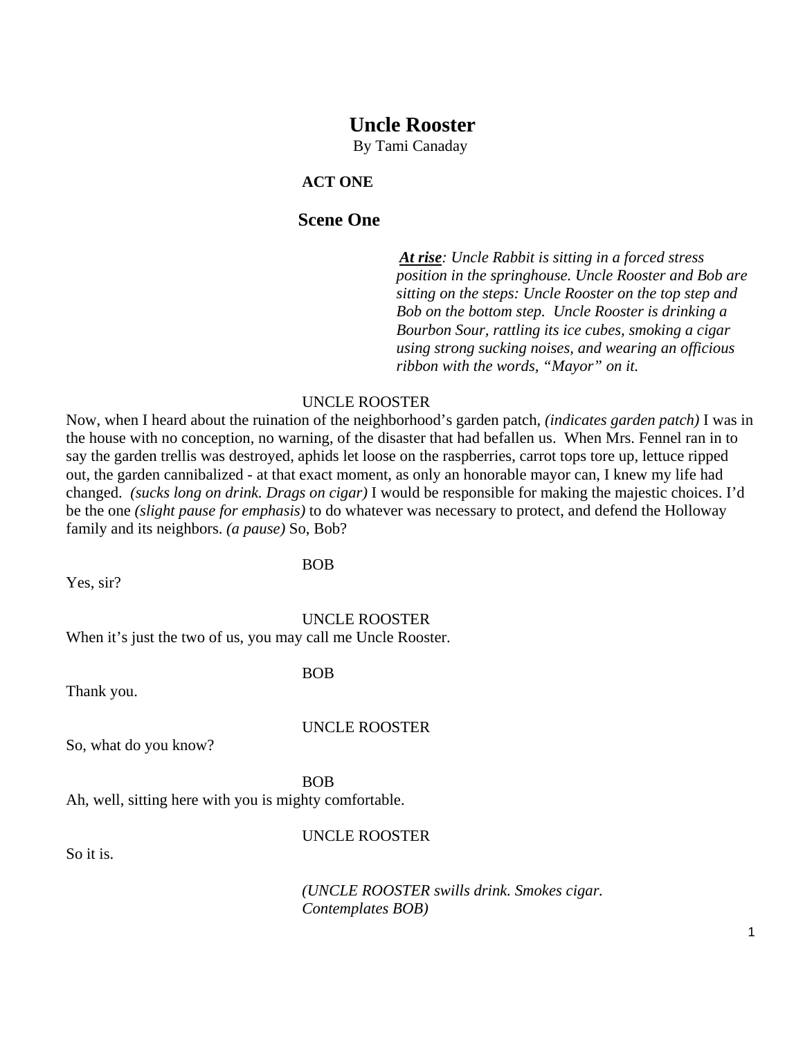# Uncle Rooster

By Tami Canaday

## ACT ONE

## Scene One

***At rise***: *Uncle Rabbit is sitting in a forced stress position in the springhouse. Uncle Rooster and Bob are sitting on the steps: Uncle Rooster on the top step and Bob on the bottom step. Uncle Rooster is drinking a Bourbon Sour, rattling its ice cubes, smoking a cigar using strong sucking noises, and wearing an officious ribbon with the words, "Mayor" on it.*

UNCLE ROOSTER

Now, when I heard about the ruination of the neighborhood's garden patch, *(indicates garden patch)* I was in the house with no conception, no warning, of the disaster that had befallen us. When Mrs. Fennel ran in to say the garden trellis was destroyed, aphids let loose on the raspberries, carrot tops tore up, lettuce ripped out, the garden cannibalized - at that exact moment, as only an honorable mayor can, I knew my life had changed. *(sucks long on drink. Drags on cigar)* I would be responsible for making the majestic choices. I'd be the one *(slight pause for emphasis)* to do whatever was necessary to protect, and defend the Holloway family and its neighbors. *(a pause)* So, Bob?

BOB

Yes, sir?

UNCLE ROOSTER

When it's just the two of us, you may call me Uncle Rooster.

BOB

Thank you.

UNCLE ROOSTER

So, what do you know?

BOB

Ah, well, sitting here with you is mighty comfortable.

UNCLE ROOSTER

So it is.

*(UNCLE ROOSTER swills drink. Smokes cigar. Contemplates BOB)*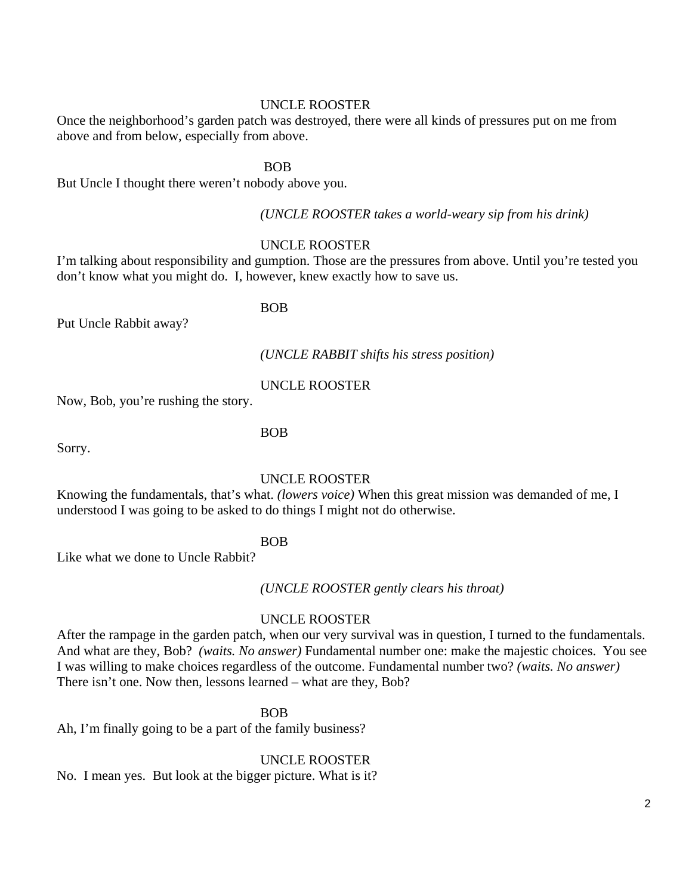UNCLE ROOSTER

Once the neighborhood's garden patch was destroyed, there were all kinds of pressures put on me from above and from below, especially from above.

BOB

But Uncle I thought there weren't nobody above you.

*(UNCLE ROOSTER takes a world-weary sip from his drink)*

UNCLE ROOSTER

I'm talking about responsibility and gumption. Those are the pressures from above. Until you're tested you don't know what you might do. I, however, knew exactly how to save us.

BOB

Put Uncle Rabbit away?

*(UNCLE RABBIT shifts his stress position)*

UNCLE ROOSTER

Now, Bob, you're rushing the story.

BOB

Sorry.

UNCLE ROOSTER

Knowing the fundamentals, that's what. *(lowers voice)* When this great mission was demanded of me, I understood I was going to be asked to do things I might not do otherwise.

BOB

Like what we done to Uncle Rabbit?

*(UNCLE ROOSTER gently clears his throat)*

UNCLE ROOSTER

After the rampage in the garden patch, when our very survival was in question, I turned to the fundamentals. And what are they, Bob? *(waits. No answer)* Fundamental number one: make the majestic choices. You see I was willing to make choices regardless of the outcome. Fundamental number two? *(waits. No answer)* There isn't one. Now then, lessons learned – what are they, Bob?

BOB

Ah, I'm finally going to be a part of the family business?

UNCLE ROOSTER

No. I mean yes. But look at the bigger picture. What is it?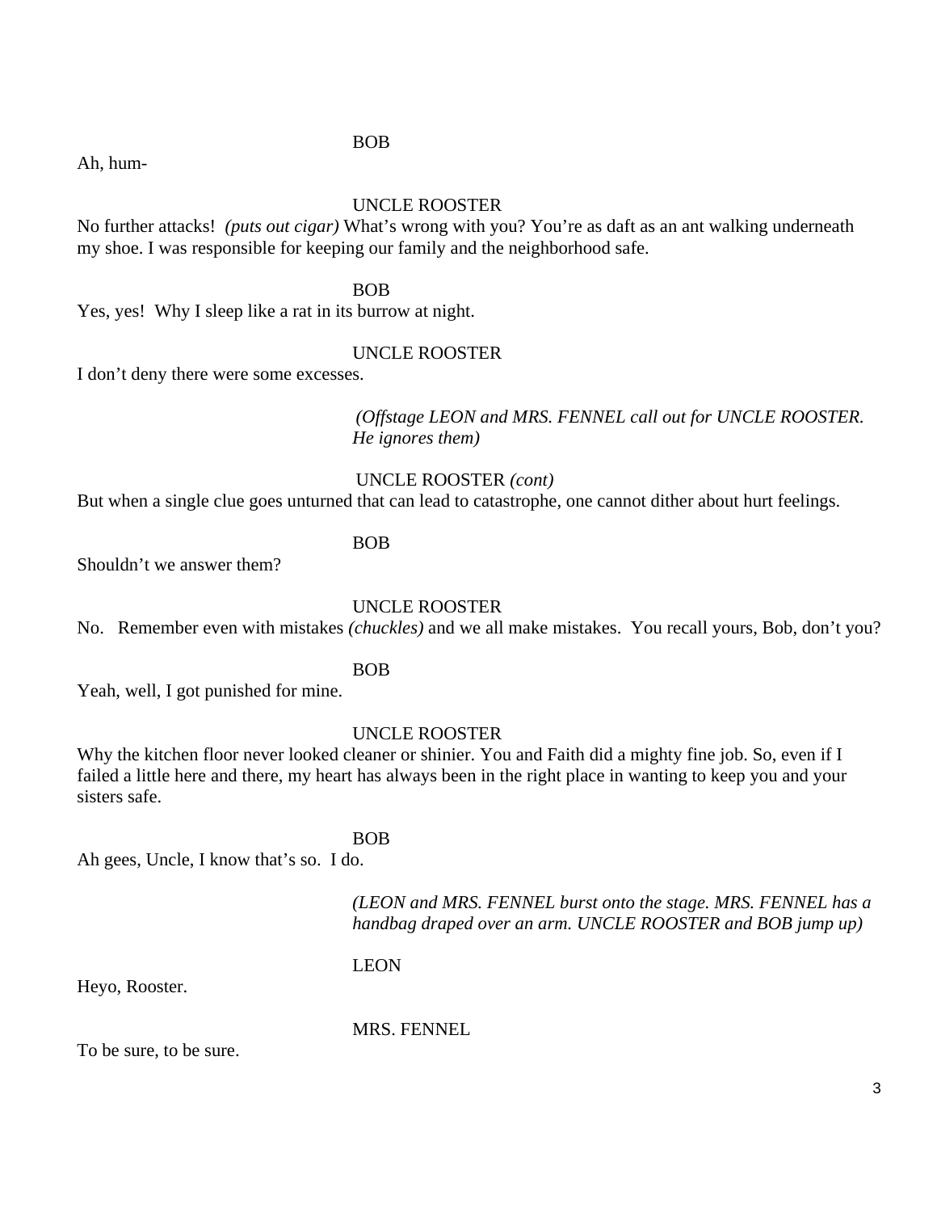BOB

Ah, hum-

UNCLE ROOSTER

No further attacks! *(puts out cigar)* What's wrong with you? You're as daft as an ant walking underneath my shoe. I was responsible for keeping our family and the neighborhood safe.

BOB

Yes, yes! Why I sleep like a rat in its burrow at night.

UNCLE ROOSTER

I don't deny there were some excesses.

*(Offstage LEON and MRS. FENNEL call out for UNCLE ROOSTER. He ignores them)*

UNCLE ROOSTER *(cont)*

But when a single clue goes unturned that can lead to catastrophe, one cannot dither about hurt feelings.

BOB

Shouldn't we answer them?

UNCLE ROOSTER

No. Remember even with mistakes *(chuckles)* and we all make mistakes. You recall yours, Bob, don't you?

BOB

Yeah, well, I got punished for mine.

UNCLE ROOSTER

Why the kitchen floor never looked cleaner or shinier. You and Faith did a mighty fine job. So, even if I failed a little here and there, my heart has always been in the right place in wanting to keep you and your sisters safe.

BOB

Ah gees, Uncle, I know that's so. I do.

*(LEON and MRS. FENNEL burst onto the stage. MRS. FENNEL has a handbag draped over an arm. UNCLE ROOSTER and BOB jump up)*

LEON

Heyo, Rooster.

MRS. FENNEL

To be sure, to be sure.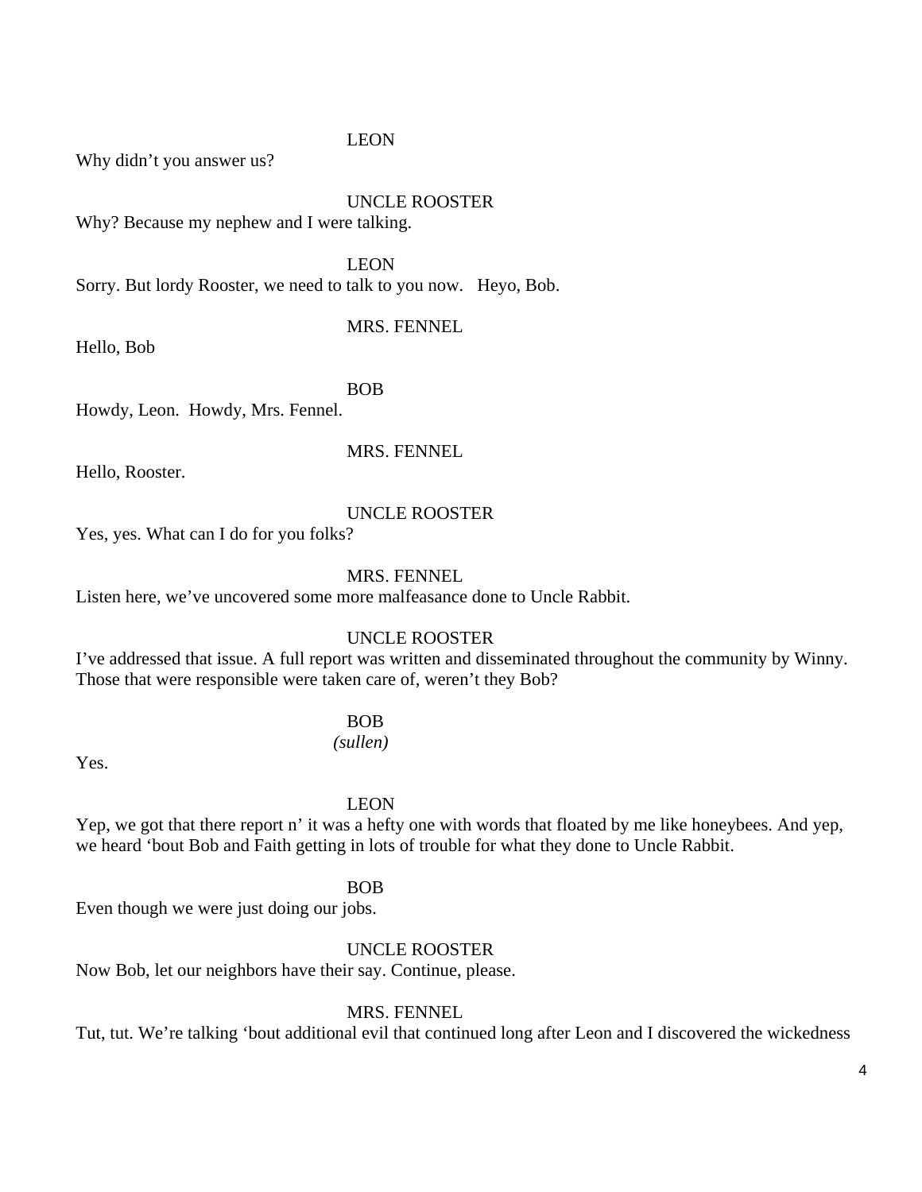LEON

Why didn't you answer us?

UNCLE ROOSTER

Why? Because my nephew and I were talking.

LEON

Sorry. But lordy Rooster, we need to talk to you now.   Heyo, Bob.

MRS. FENNEL

Hello, Bob

BOB

Howdy, Leon.  Howdy, Mrs. Fennel.

MRS. FENNEL

Hello, Rooster.

UNCLE ROOSTER

Yes, yes. What can I do for you folks?

MRS. FENNEL

Listen here, we've uncovered some more malfeasance done to Uncle Rabbit.

UNCLE ROOSTER

I've addressed that issue. A full report was written and disseminated throughout the community by Winny. Those that were responsible were taken care of, weren't they Bob?

BOB

*(sullen)*

Yes.

LEON

Yep, we got that there report n' it was a hefty one with words that floated by me like honeybees. And yep, we heard 'bout Bob and Faith getting in lots of trouble for what they done to Uncle Rabbit.

BOB

Even though we were just doing our jobs.

UNCLE ROOSTER

Now Bob, let our neighbors have their say. Continue, please.

MRS. FENNEL

Tut, tut. We're talking 'bout additional evil that continued long after Leon and I discovered the wickedness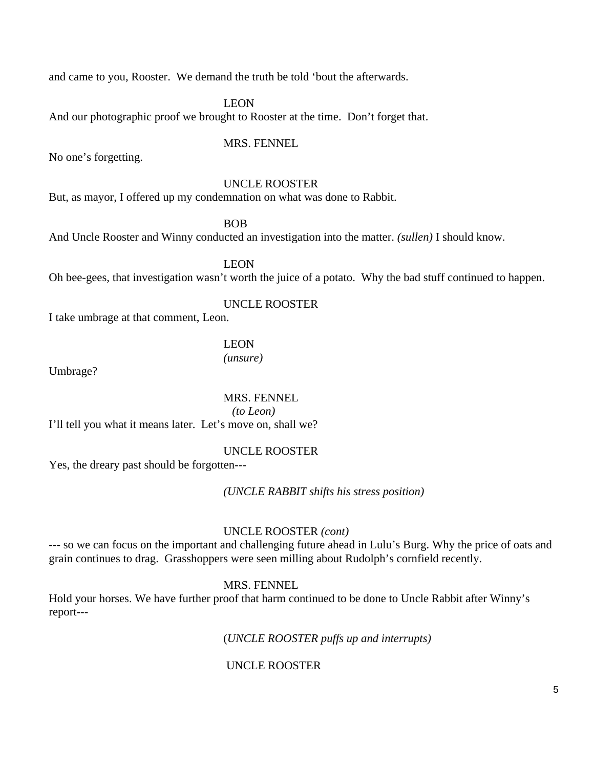and came to you, Rooster.  We demand the truth be told ‘bout the afterwards.

LEON

And our photographic proof we brought to Rooster at the time.  Don’t forget that.

MRS. FENNEL

No one’s forgetting.

UNCLE ROOSTER

But, as mayor, I offered up my condemnation on what was done to Rabbit.

BOB

And Uncle Rooster and Winny conducted an investigation into the matter. *(sullen)* I should know.

LEON

Oh bee-gees, that investigation wasn’t worth the juice of a potato.  Why the bad stuff continued to happen.

UNCLE ROOSTER

I take umbrage at that comment, Leon.

LEON
*(unsure)*

Umbrage?

MRS. FENNEL
*(to Leon)*

I’ll tell you what it means later.  Let’s move on, shall we?

UNCLE ROOSTER

Yes, the dreary past should be forgotten---

*(UNCLE RABBIT shifts his stress position)*

UNCLE ROOSTER *(cont)*

--- so we can focus on the important and challenging future ahead in Lulu’s Burg. Why the price of oats and grain continues to drag.  Grasshoppers were seen milling about Rudolph’s cornfield recently.

MRS. FENNEL

Hold your horses. We have further proof that harm continued to be done to Uncle Rabbit after Winny’s report---

*(UNCLE ROOSTER puffs up and interrupts)*

UNCLE ROOSTER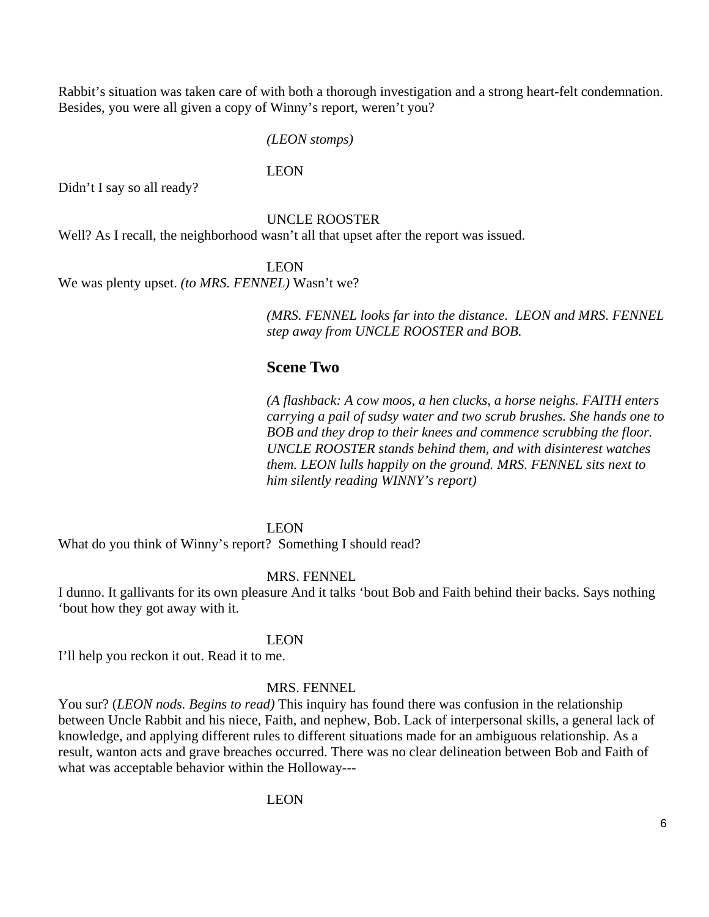Rabbit's situation was taken care of with both a thorough investigation and a strong heart-felt condemnation. Besides, you were all given a copy of Winny's report, weren't you?

*(LEON stomps)*

LEON

Didn't I say so all ready?

UNCLE ROOSTER

Well? As I recall, the neighborhood wasn't all that upset after the report was issued.

LEON

We was plenty upset. *(to MRS. FENNEL)* Wasn't we?

*(MRS. FENNEL looks far into the distance. LEON and MRS. FENNEL step away from UNCLE ROOSTER and BOB.*

## Scene Two

*(A flashback: A cow moos, a hen clucks, a horse neighs. FAITH enters carrying a pail of sudsy water and two scrub brushes. She hands one to BOB and they drop to their knees and commence scrubbing the floor. UNCLE ROOSTER stands behind them, and with disinterest watches them. LEON lulls happily on the ground. MRS. FENNEL sits next to him silently reading WINNY's report)*

LEON

What do you think of Winny's report? Something I should read?

MRS. FENNEL

I dunno. It gallivants for its own pleasure And it talks 'bout Bob and Faith behind their backs. Says nothing 'bout how they got away with it.

LEON

I'll help you reckon it out. Read it to me.

MRS. FENNEL

You sur? (*LEON nods. Begins to read)* This inquiry has found there was confusion in the relationship between Uncle Rabbit and his niece, Faith, and nephew, Bob. Lack of interpersonal skills, a general lack of knowledge, and applying different rules to different situations made for an ambiguous relationship. As a result, wanton acts and grave breaches occurred. There was no clear delineation between Bob and Faith of what was acceptable behavior within the Holloway---

LEON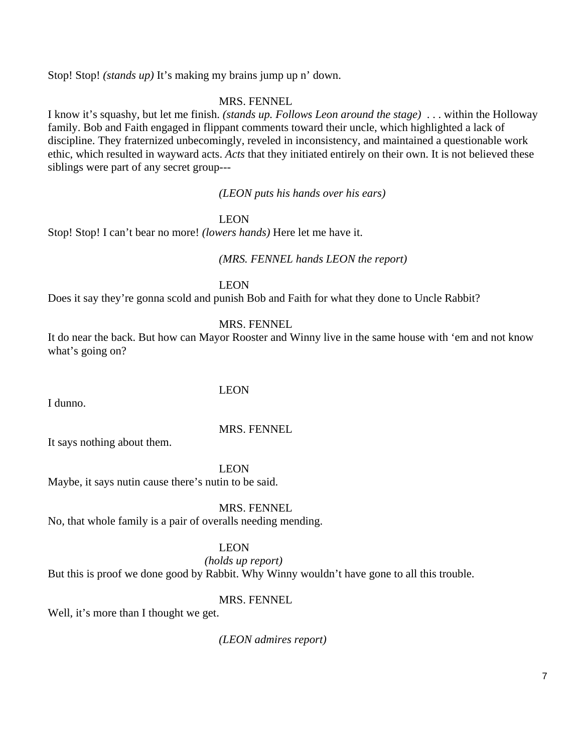Stop! Stop! *(stands up)* It's making my brains jump up n' down.

MRS. FENNEL

I know it's squashy, but let me finish. *(stands up. Follows Leon around the stage)* . . . within the Holloway family. Bob and Faith engaged in flippant comments toward their uncle, which highlighted a lack of discipline. They fraternized unbecomingly, reveled in inconsistency, and maintained a questionable work ethic, which resulted in wayward acts. *Acts* that they initiated entirely on their own. It is not believed these siblings were part of any secret group---

*(LEON puts his hands over his ears)*

LEON

Stop! Stop! I can't bear no more! *(lowers hands)* Here let me have it.

*(MRS. FENNEL hands LEON the report)*

LEON

Does it say they're gonna scold and punish Bob and Faith for what they done to Uncle Rabbit?

MRS. FENNEL

It do near the back. But how can Mayor Rooster and Winny live in the same house with 'em and not know what's going on?

LEON

I dunno.

MRS. FENNEL

It says nothing about them.

LEON

Maybe, it says nutin cause there's nutin to be said.

MRS. FENNEL

No, that whole family is a pair of overalls needing mending.

LEON

*(holds up report)*

But this is proof we done good by Rabbit. Why Winny wouldn't have gone to all this trouble.

MRS. FENNEL

Well, it's more than I thought we get.

*(LEON admires report)*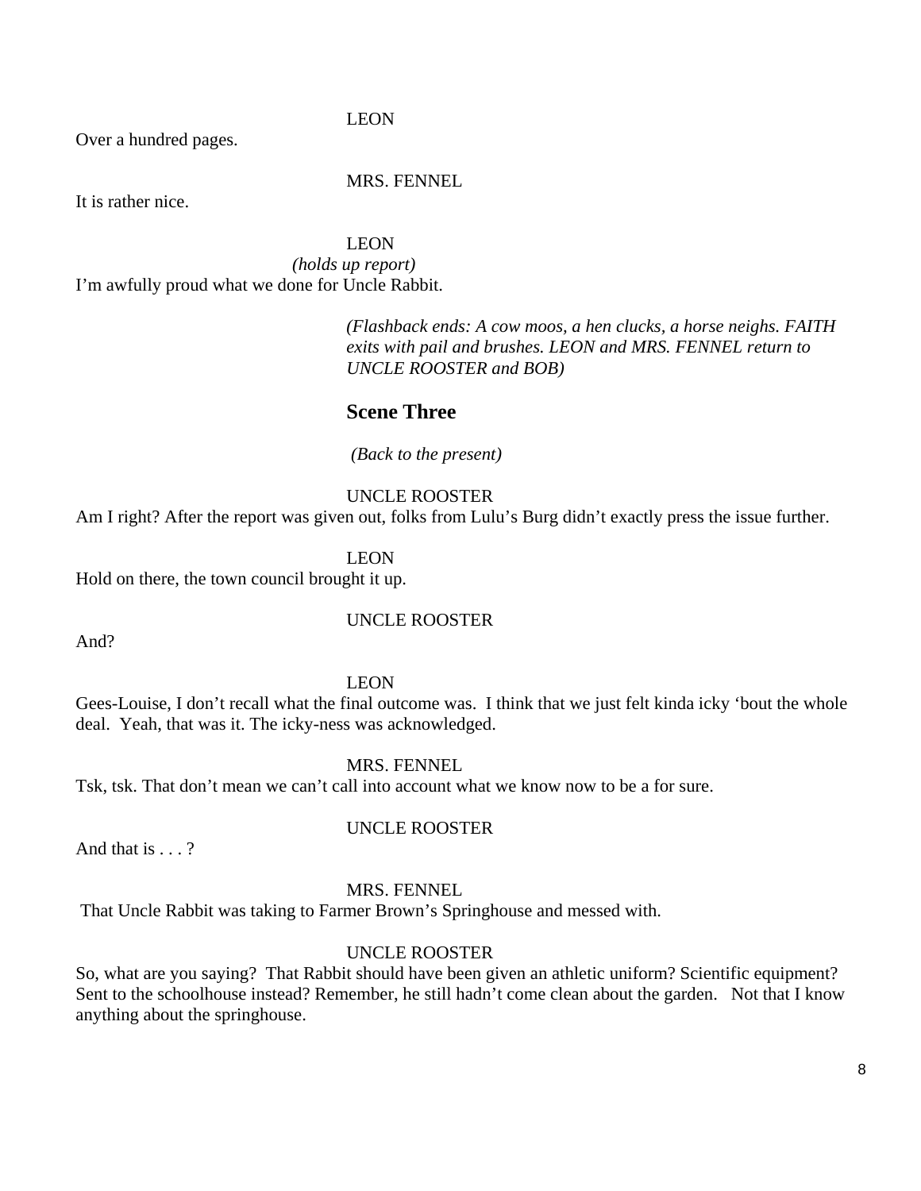LEON

Over a hundred pages.

MRS. FENNEL

It is rather nice.

LEON

*(holds up report)*

I'm awfully proud what we done for Uncle Rabbit.

*(Flashback ends: A cow moos, a hen clucks, a horse neighs. FAITH exits with pail and brushes. LEON and MRS. FENNEL return to UNCLE ROOSTER and BOB)*

## Scene Three

*(Back to the present)*

UNCLE ROOSTER

Am I right? After the report was given out, folks from Lulu's Burg didn't exactly press the issue further.

LEON

Hold on there, the town council brought it up.

UNCLE ROOSTER

And?

LEON

Gees-Louise, I don't recall what the final outcome was. I think that we just felt kinda icky 'bout the whole deal. Yeah, that was it. The icky-ness was acknowledged.

MRS. FENNEL

Tsk, tsk. That don't mean we can't call into account what we know now to be a for sure.

UNCLE ROOSTER

And that is . . . ?

MRS. FENNEL

That Uncle Rabbit was taking to Farmer Brown's Springhouse and messed with.

UNCLE ROOSTER

So, what are you saying? That Rabbit should have been given an athletic uniform? Scientific equipment? Sent to the schoolhouse instead? Remember, he still hadn't come clean about the garden. Not that I know anything about the springhouse.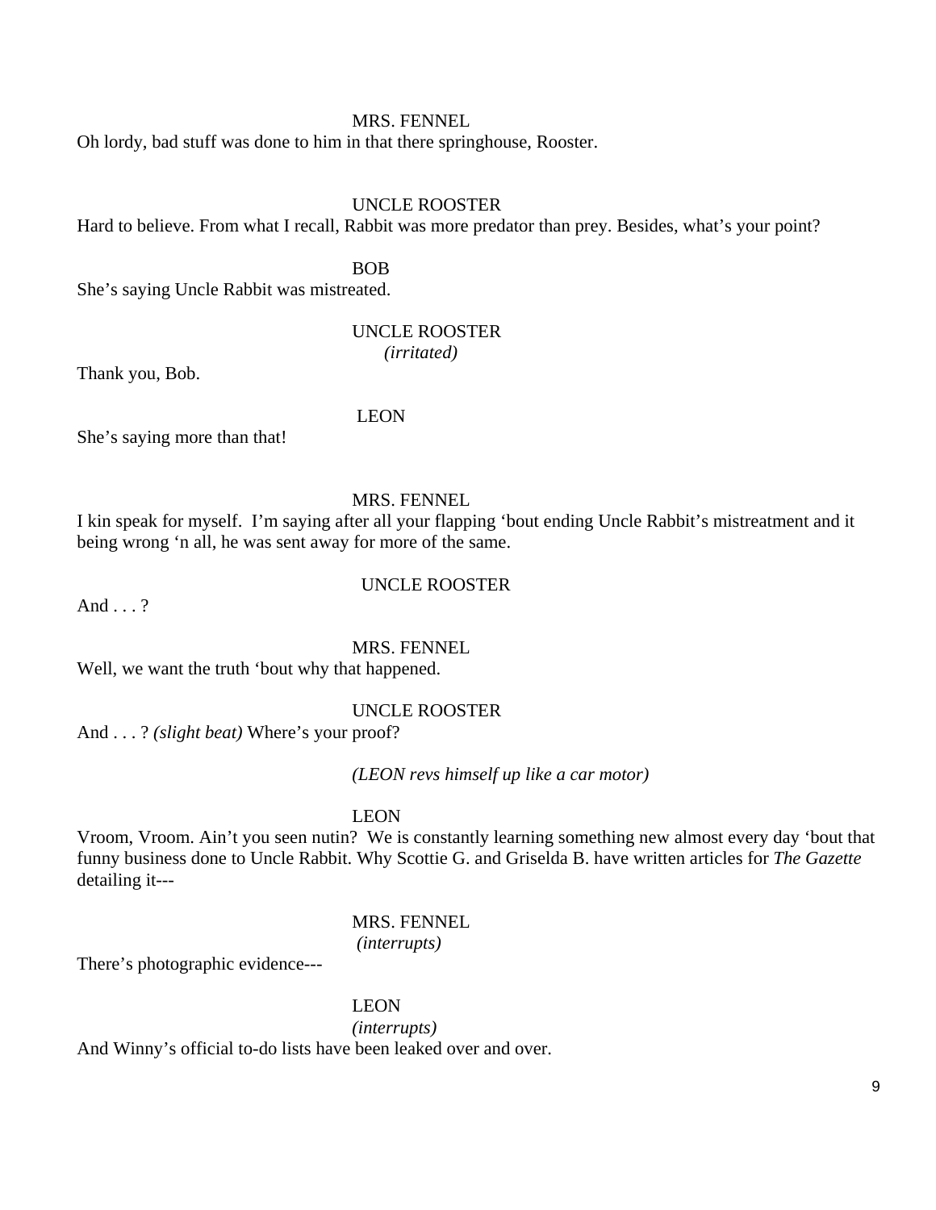MRS. FENNEL

Oh lordy, bad stuff was done to him in that there springhouse, Rooster.

UNCLE ROOSTER

Hard to believe. From what I recall, Rabbit was more predator than prey. Besides, what's your point?

BOB

She's saying Uncle Rabbit was mistreated.

UNCLE ROOSTER
*(irritated)*

Thank you, Bob.

LEON

She's saying more than that!

MRS. FENNEL

I kin speak for myself. I'm saying after all your flapping 'bout ending Uncle Rabbit's mistreatment and it being wrong 'n all, he was sent away for more of the same.

UNCLE ROOSTER

And . . . ?

MRS. FENNEL

Well, we want the truth 'bout why that happened.

UNCLE ROOSTER

And . . . ? *(slight beat)* Where's your proof?

*(LEON revs himself up like a car motor)*

LEON

Vroom, Vroom. Ain't you seen nutin? We is constantly learning something new almost every day 'bout that funny business done to Uncle Rabbit. Why Scottie G. and Griselda B. have written articles for *The Gazette* detailing it---

MRS. FENNEL
*(interrupts)*

There's photographic evidence---

LEON
*(interrupts)*

And Winny's official to-do lists have been leaked over and over.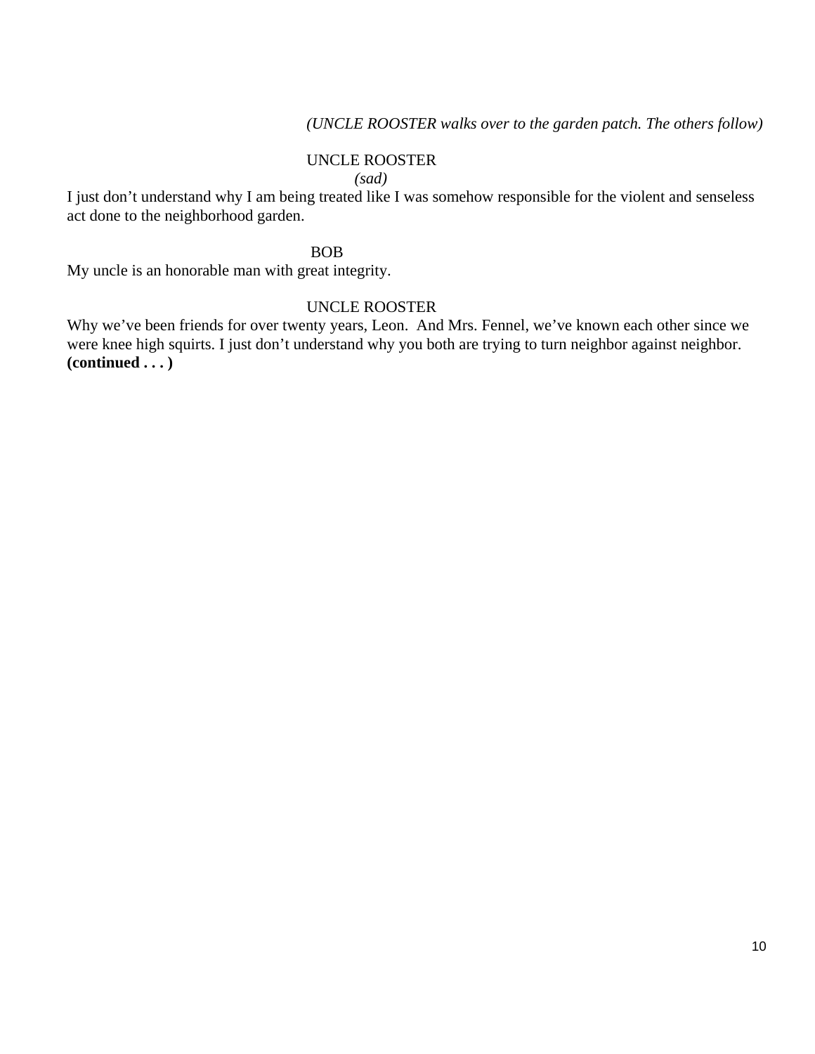*(UNCLE ROOSTER walks over to the garden patch. The others follow)*

UNCLE ROOSTER

*(sad)*

I just don't understand why I am being treated like I was somehow responsible for the violent and senseless act done to the neighborhood garden.

BOB

My uncle is an honorable man with great integrity.

UNCLE ROOSTER

Why we've been friends for over twenty years, Leon. And Mrs. Fennel, we've known each other since we were knee high squirts. I just don't understand why you both are trying to turn neighbor against neighbor.

**(continued . . . )**